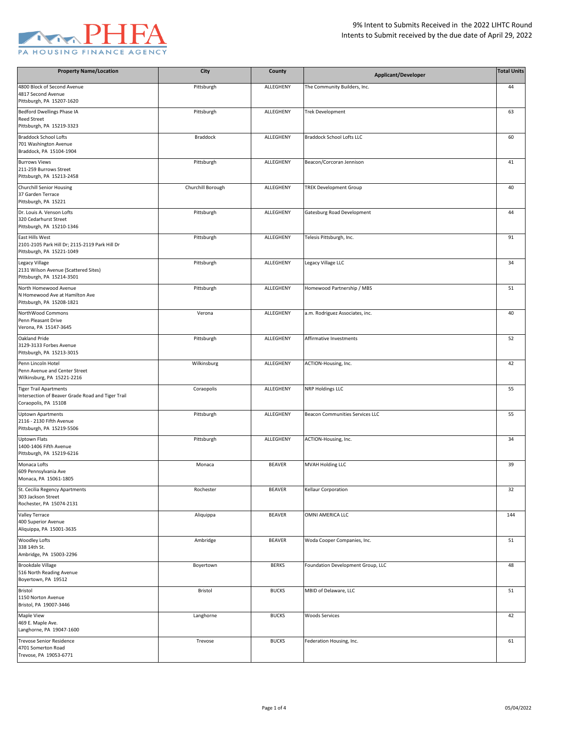# 9% Intent to Submits Received in the 2022 LIHTC Round

Intents to Submit received by the due date of April 29, 2022

| Property Name/Location | City | County | Applicant/Developer | Total Units |
|---|---|---|---|---|
| 4800 Block of Second Avenue<br>4817 Second Avenue<br>Pittsburgh, PA 15207-1620 | Pittsburgh | ALLEGHENY | The Community Builders, Inc. | 44 |
| Bedford Dwellings Phase IA<br>Reed Street<br>Pittsburgh, PA 15219-3323 | Pittsburgh | ALLEGHENY | Trek Development | 63 |
| Braddock School Lofts<br>701 Washington Avenue<br>Braddock, PA 15104-1904 | Braddock | ALLEGHENY | Braddock School Lofts LLC | 60 |
| Burrows Views<br>211-259 Burrows Street<br>Pittsburgh, PA 15213-2458 | Pittsburgh | ALLEGHENY | Beacon/Corcoran Jennison | 41 |
| Churchill Senior Housing<br>37 Garden Terrace<br>Pittsburgh, PA 15221 | Churchill Borough | ALLEGHENY | TREK Development Group | 40 |
| Dr. Louis A. Venson Lofts<br>320 Cedarhurst Street<br>Pittsburgh, PA 15210-1346 | Pittsburgh | ALLEGHENY | Gatesburg Road Development | 44 |
| East Hills West<br>2101-2105 Park Hill Dr; 2115-2119 Park Hill Dr<br>Pittsburgh, PA 15221-1049 | Pittsburgh | ALLEGHENY | Telesis Pittsburgh, Inc. | 91 |
| Legacy Village<br>2131 Wilson Avenue (Scattered Sites)<br>Pittsburgh, PA 15214-3501 | Pittsburgh | ALLEGHENY | Legacy Village LLC | 34 |
| North Homewood Avenue<br>N Homewood Ave at Hamilton Ave<br>Pittsburgh, PA 15208-1821 | Pittsburgh | ALLEGHENY | Homewood Partnership / MBS | 51 |
| NorthWood Commons<br>Penn Pleasant Drive<br>Verona, PA 15147-3645 | Verona | ALLEGHENY | a.m. Rodriguez Associates, inc. | 40 |
| Oakland Pride<br>3129-3133 Forbes Avenue<br>Pittsburgh, PA 15213-3015 | Pittsburgh | ALLEGHENY | Affirmative Investments | 52 |
| Penn Lincoln Hotel<br>Penn Avenue and Center Street<br>Wilkinsburg, PA 15221-2216 | Wilkinsburg | ALLEGHENY | ACTION-Housing, Inc. | 42 |
| Tiger Trail Apartments<br>Intersection of Beaver Grade Road and Tiger Trail<br>Coraopolis, PA 15108 | Coraopolis | ALLEGHENY | NRP Holdings LLC | 55 |
| Uptown Apartments<br>2116 - 2130 Fifth Avenue<br>Pittsburgh, PA 15219-5506 | Pittsburgh | ALLEGHENY | Beacon Communities Services LLC | 55 |
| Uptown Flats<br>1400-1406 Fifth Avenue<br>Pittsburgh, PA 15219-6216 | Pittsburgh | ALLEGHENY | ACTION-Housing, Inc. | 34 |
| Monaca Lofts<br>609 Pennsylvania Ave<br>Monaca, PA 15061-1805 | Monaca | BEAVER | MVAH Holding LLC | 39 |
| St. Cecilia Regency Apartments<br>303 Jackson Street<br>Rochester, PA 15074-2131 | Rochester | BEAVER | Kellaur Corporation | 32 |
| Valley Terrace<br>400 Superior Avenue<br>Aliquippa, PA 15001-3635 | Aliquippa | BEAVER | OMNI AMERICA LLC | 144 |
| Woodley Lofts<br>338 14th St.<br>Ambridge, PA 15003-2296 | Ambridge | BEAVER | Woda Cooper Companies, Inc. | 51 |
| Brookdale Village<br>516 North Reading Avenue<br>Boyertown, PA 19512 | Boyertown | BERKS | Foundation Development Group, LLC | 48 |
| Bristol<br>1150 Norton Avenue<br>Bristol, PA 19007-3446 | Bristol | BUCKS | MBID of Delaware, LLC | 51 |
| Maple View<br>469 E. Maple Ave.<br>Langhorne, PA 19047-1600 | Langhorne | BUCKS | Woods Services | 42 |
| Trevose Senior Residence<br>4701 Somerton Road<br>Trevose, PA 19053-6771 | Trevose | BUCKS | Federation Housing, Inc. | 61 |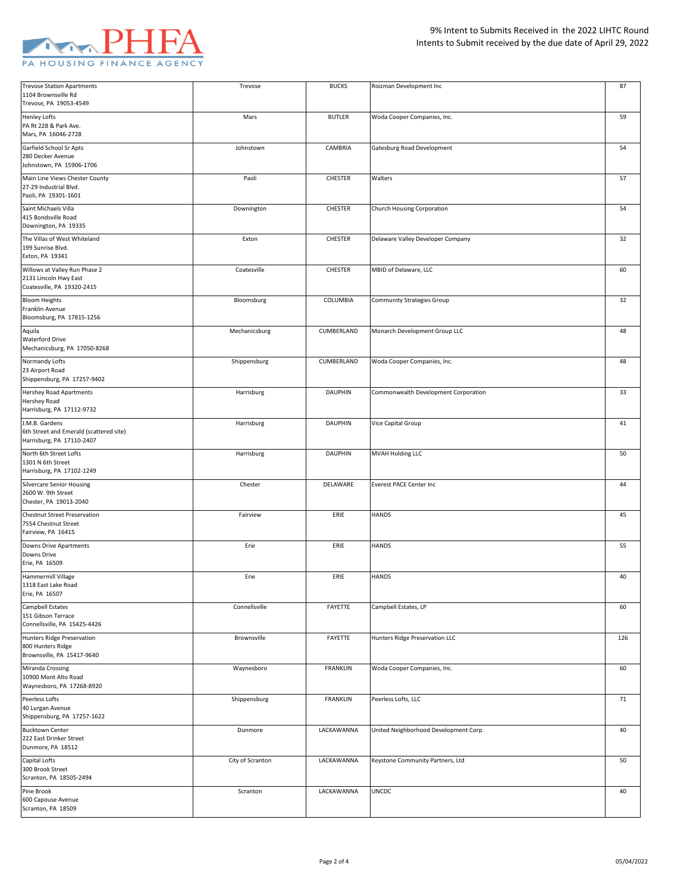9% Intent to Submits Received in the 2022 LIHTC Round
Intents to Submit received by the due date of April 29, 2022

| | | | | |
|---|---|---|---|---|
| Trevose Station Apartments<br>1104 Brownsville Rd<br>Trevose, PA 19053-4549 | Trevose | BUCKS | Roizman Development Inc | 87 |
| Henley Lofts<br>PA Rt 228 & Park Ave.<br>Mars, PA 16046-2728 | Mars | BUTLER | Woda Cooper Companies, Inc. | 59 |
| Garfield School Sr Apts<br>280 Decker Avenue<br>Johnstown, PA 15906-1706 | Johnstown | CAMBRIA | Gatesburg Road Development | 54 |
| Main Line Views Chester County<br>27-29 Industrial Blvd.<br>Paoli, PA 19301-1601 | Paoli | CHESTER | Walters | 57 |
| Saint Michaels Villa<br>415 Bondsville Road<br>Downington, PA 19335 | Downington | CHESTER | Church Housing Corporation | 54 |
| The Villas of West Whiteland<br>199 Sunrise Blvd.<br>Exton, PA 19341 | Exton | CHESTER | Delaware Valley Developer Company | 32 |
| Willows at Valley Run Phase 2<br>2131 Lincoln Hwy East<br>Coatesville, PA 19320-2415 | Coatesville | CHESTER | MBID of Delaware, LLC | 60 |
| Bloom Heights<br>Franklin Avenue<br>Bloomsburg, PA 17815-1256 | Bloomsburg | COLUMBIA | Community Strategies Group | 32 |
| Aquila<br>Waterford Drive<br>Mechanicsburg, PA 17050-8268 | Mechanicsburg | CUMBERLAND | Monarch Development Group LLC | 48 |
| Normandy Lofts<br>23 Airport Road<br>Shippensburg, PA 17257-9402 | Shippensburg | CUMBERLAND | Woda Cooper Companies, Inc. | 48 |
| Hershey Road Apartments<br>Hershey Road<br>Harrisburg, PA 17112-9732 | Harrisburg | DAUPHIN | Commonwealth Development Corporation | 33 |
| J.M.B. Gardens<br>6th Street and Emerald (scattered site)<br>Harrisburg, PA 17110-2407 | Harrisburg | DAUPHIN | Vice Capital Group | 41 |
| North 6th Street Lofts<br>1301 N 6th Street<br>Harrisburg, PA 17102-1249 | Harrisburg | DAUPHIN | MVAH Holding LLC | 50 |
| Silvercare Senior Housing<br>2600 W. 9th Street<br>Chester, PA 19013-2040 | Chester | DELAWARE | Everest PACE Center Inc | 44 |
| Chestnut Street Preservation<br>7554 Chestnut Street<br>Fairview, PA 16415 | Fairview | ERIE | HANDS | 45 |
| Downs Drive Apartments<br>Downs Drive<br>Erie, PA 16509 | Erie | ERIE | HANDS | 55 |
| Hammermill Village<br>1318 East Lake Road<br>Erie, PA 16507 | Erie | ERIE | HANDS | 40 |
| Campbell Estates<br>151 Gibson Terrace<br>Connellsville, PA 15425-4426 | Connellsville | FAYETTE | Campbell Estates, LP | 60 |
| Hunters Ridge Preservation<br>800 Hunters Ridge<br>Brownsville, PA 15417-9640 | Brownsville | FAYETTE | Hunters Ridge Preservation LLC | 126 |
| Miranda Crossing<br>10900 Mont Alto Road<br>Waynesboro, PA 17268-8920 | Waynesboro | FRANKLIN | Woda Cooper Companies, Inc. | 60 |
| Peerless Lofts<br>40 Lurgan Avenue<br>Shippensburg, PA 17257-1622 | Shippensburg | FRANKLIN | Peerless Lofts, LLC | 71 |
| Bucktown Center<br>222 East Drinker Street<br>Dunmore, PA 18512 | Dunmore | LACKAWANNA | United Neighborhood Development Corp. | 40 |
| Capital Lofts<br>300 Brook Street<br>Scranton, PA 18505-2494 | City of Scranton | LACKAWANNA | Keystone Community Partners, Ltd | 50 |
| Pine Brook<br>600 Capouse Avenue<br>Scranton, PA 18509 | Scranton | LACKAWANNA | UNCDC | 40 |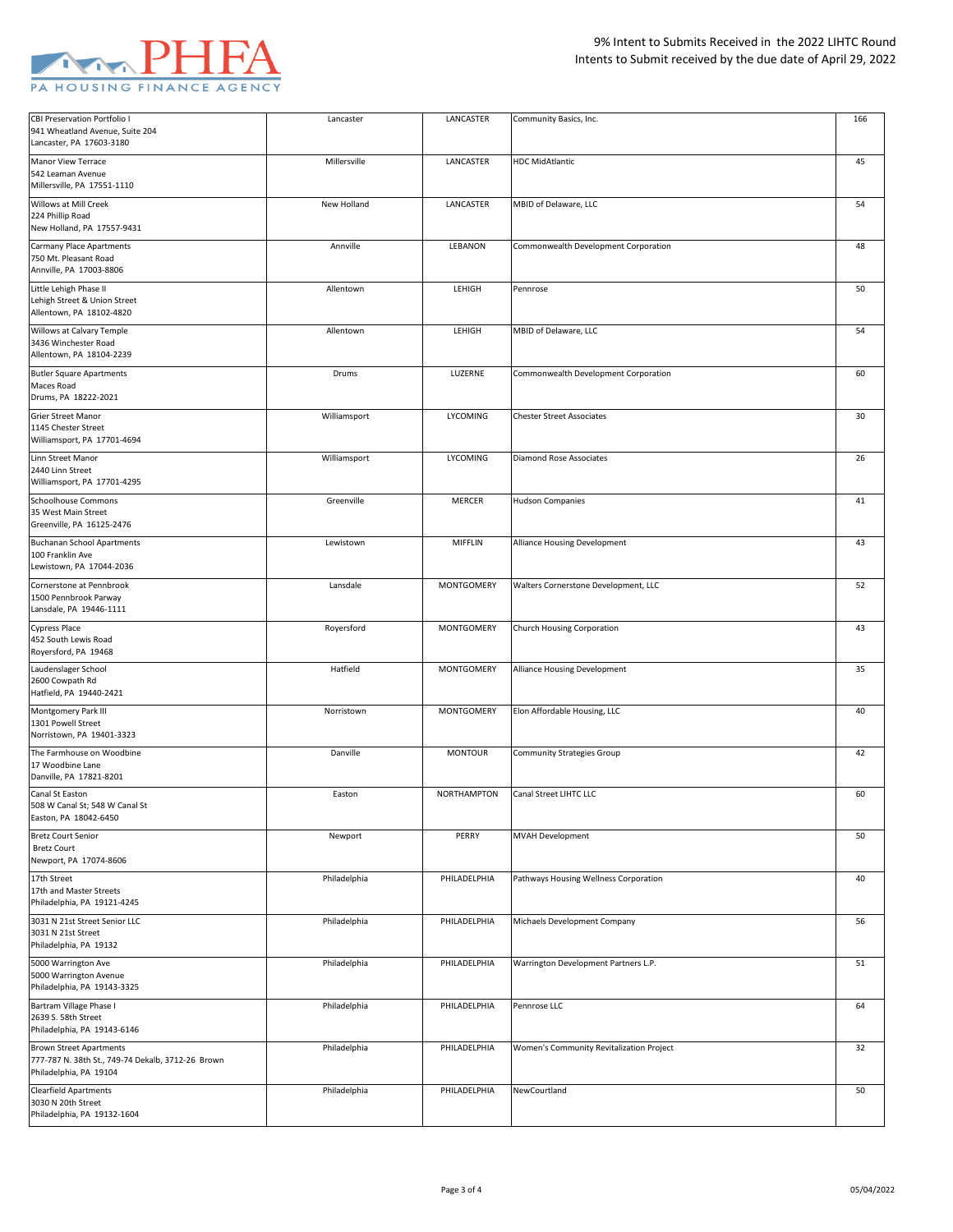PHFA
PA HOUSING FINANCE AGENCY

9% Intent to Submits Received in the 2022 LIHTC Round
Intents to Submit received by the due date of April 29, 2022

| Development | Municipality | County | Developer | Units |
|---|---|---|---|---|
| CBI Preservation Portfolio I<br>941 Wheatland Avenue, Suite 204<br>Lancaster, PA 17603-3180 | Lancaster | LANCASTER | Community Basics, Inc. | 166 |
| Manor View Terrace<br>542 Leaman Avenue<br>Millersville, PA 17551-1110 | Millersville | LANCASTER | HDC MidAtlantic | 45 |
| Willows at Mill Creek<br>224 Phillip Road<br>New Holland, PA 17557-9431 | New Holland | LANCASTER | MBID of Delaware, LLC | 54 |
| Carmany Place Apartments<br>750 Mt. Pleasant Road<br>Annville, PA 17003-8806 | Annville | LEBANON | Commonwealth Development Corporation | 48 |
| Little Lehigh Phase II<br>Lehigh Street & Union Street<br>Allentown, PA 18102-4820 | Allentown | LEHIGH | Pennrose | 50 |
| Willows at Calvary Temple<br>3436 Winchester Road<br>Allentown, PA 18104-2239 | Allentown | LEHIGH | MBID of Delaware, LLC | 54 |
| Butler Square Apartments<br>Maces Road<br>Drums, PA 18222-2021 | Drums | LUZERNE | Commonwealth Development Corporation | 60 |
| Grier Street Manor<br>1145 Chester Street<br>Williamsport, PA 17701-4694 | Williamsport | LYCOMING | Chester Street Associates | 30 |
| Linn Street Manor<br>2440 Linn Street<br>Williamsport, PA 17701-4295 | Williamsport | LYCOMING | Diamond Rose Associates | 26 |
| Schoolhouse Commons<br>35 West Main Street<br>Greenville, PA 16125-2476 | Greenville | MERCER | Hudson Companies | 41 |
| Buchanan School Apartments<br>100 Franklin Ave<br>Lewistown, PA 17044-2036 | Lewistown | MIFFLIN | Alliance Housing Development | 43 |
| Cornerstone at Pennbrook<br>1500 Pennbrook Parway<br>Lansdale, PA 19446-1111 | Lansdale | MONTGOMERY | Walters Cornerstone Development, LLC | 52 |
| Cypress Place<br>452 South Lewis Road<br>Royersford, PA 19468 | Royersford | MONTGOMERY | Church Housing Corporation | 43 |
| Laudenslager School<br>2600 Cowpath Rd<br>Hatfield, PA 19440-2421 | Hatfield | MONTGOMERY | Alliance Housing Development | 35 |
| Montgomery Park III<br>1301 Powell Street<br>Norristown, PA 19401-3323 | Norristown | MONTGOMERY | Elon Affordable Housing, LLC | 40 |
| The Farmhouse on Woodbine<br>17 Woodbine Lane<br>Danville, PA 17821-8201 | Danville | MONTOUR | Community Strategies Group | 42 |
| Canal St Easton<br>508 W Canal St; 548 W Canal St<br>Easton, PA 18042-6450 | Easton | NORTHAMPTON | Canal Street LIHTC LLC | 60 |
| Bretz Court Senior<br>Bretz Court<br>Newport, PA 17074-8606 | Newport | PERRY | MVAH Development | 50 |
| 17th Street<br>17th and Master Streets<br>Philadelphia, PA 19121-4245 | Philadelphia | PHILADELPHIA | Pathways Housing Wellness Corporation | 40 |
| 3031 N 21st Street Senior LLC<br>3031 N 21st Street<br>Philadelphia, PA 19132 | Philadelphia | PHILADELPHIA | Michaels Development Company | 56 |
| 5000 Warrington Ave<br>5000 Warrington Avenue<br>Philadelphia, PA 19143-3325 | Philadelphia | PHILADELPHIA | Warrington Development Partners L.P. | 51 |
| Bartram Village Phase I<br>2639 S. 58th Street<br>Philadelphia, PA 19143-6146 | Philadelphia | PHILADELPHIA | Pennrose LLC | 64 |
| Brown Street Apartments<br>777-787 N. 38th St., 749-74 Dekalb, 3712-26 Brown<br>Philadelphia, PA 19104 | Philadelphia | PHILADELPHIA | Women's Community Revitalization Project | 32 |
| Clearfield Apartments<br>3030 N 20th Street<br>Philadelphia, PA 19132-1604 | Philadelphia | PHILADELPHIA | NewCourtland | 50 |

05/04/2022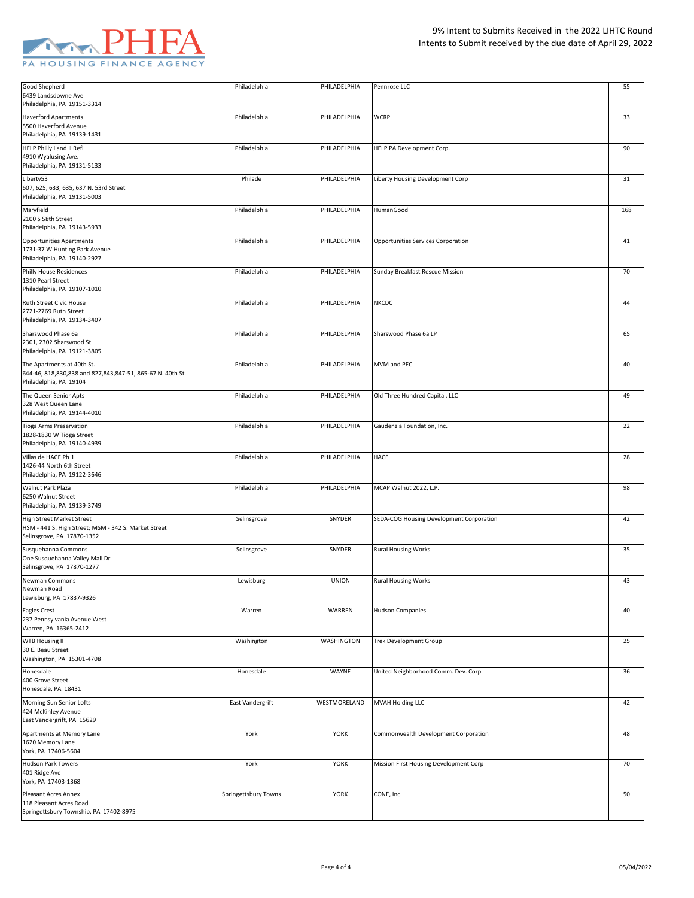# 9% Intent to Submits Received in the 2022 LIHTC Round
Intents to Submit received by the due date of April 29, 2022

| | | | | |
|---|---|---|---|---|
| Good Shepherd<br>6439 Landsdowne Ave<br>Philadelphia, PA 19151-3314 | Philadelphia | PHILADELPHIA | Pennrose LLC | 55 |
| Haverford Apartments<br>5500 Haverford Avenue<br>Philadelphia, PA 19139-1431 | Philadelphia | PHILADELPHIA | WCRP | 33 |
| HELP Philly I and II Refi<br>4910 Wyalusing Ave.<br>Philadelphia, PA 19131-5133 | Philadelphia | PHILADELPHIA | HELP PA Development Corp. | 90 |
| Liberty53<br>607, 625, 633, 635, 637 N. 53rd Street<br>Philadelphia, PA 19131-5003 | Philade | PHILADELPHIA | Liberty Housing Development Corp | 31 |
| Maryfield<br>2100 S 58th Street<br>Philadelphia, PA 19143-5933 | Philadelphia | PHILADELPHIA | HumanGood | 168 |
| Opportunities Apartments<br>1731-37 W Hunting Park Avenue<br>Philadelphia, PA 19140-2927 | Philadelphia | PHILADELPHIA | Opportunities Services Corporation | 41 |
| Philly House Residences<br>1310 Pearl Street<br>Philadelphia, PA 19107-1010 | Philadelphia | PHILADELPHIA | Sunday Breakfast Rescue Mission | 70 |
| Ruth Street Civic House<br>2721-2769 Ruth Street<br>Philadelphia, PA 19134-3407 | Philadelphia | PHILADELPHIA | NKCDC | 44 |
| Sharswood Phase 6a<br>2301, 2302 Sharswood St<br>Philadelphia, PA 19121-3805 | Philadelphia | PHILADELPHIA | Sharswood Phase 6a LP | 65 |
| The Apartments at 40th St.<br>644-46, 818,830,838 and 827,843,847-51, 865-67 N. 40th St.<br>Philadelphia, PA 19104 | Philadelphia | PHILADELPHIA | MVM and PEC | 40 |
| The Queen Senior Apts<br>328 West Queen Lane<br>Philadelphia, PA 19144-4010 | Philadelphia | PHILADELPHIA | Old Three Hundred Capital, LLC | 49 |
| Tioga Arms Preservation<br>1828-1830 W Tioga Street<br>Philadelphia, PA 19140-4939 | Philadelphia | PHILADELPHIA | Gaudenzia Foundation, Inc. | 22 |
| Villas de HACE Ph 1<br>1426-44 North 6th Street<br>Philadelphia, PA 19122-3646 | Philadelphia | PHILADELPHIA | HACE | 28 |
| Walnut Park Plaza<br>6250 Walnut Street<br>Philadelphia, PA 19139-3749 | Philadelphia | PHILADELPHIA | MCAP Walnut 2022, L.P. | 98 |
| High Street Market Street<br>HSM - 441 S. High Street; MSM - 342 S. Market Street<br>Selinsgrove, PA 17870-1352 | Selinsgrove | SNYDER | SEDA-COG Housing Development Corporation | 42 |
| Susquehanna Commons<br>One Susquehanna Valley Mall Dr<br>Selinsgrove, PA 17870-1277 | Selinsgrove | SNYDER | Rural Housing Works | 35 |
| Newman Commons<br>Newman Road<br>Lewisburg, PA 17837-9326 | Lewisburg | UNION | Rural Housing Works | 43 |
| Eagles Crest<br>237 Pennsylvania Avenue West<br>Warren, PA 16365-2412 | Warren | WARREN | Hudson Companies | 40 |
| WTB Housing II<br>30 E. Beau Street<br>Washington, PA 15301-4708 | Washington | WASHINGTON | Trek Development Group | 25 |
| Honesdale<br>400 Grove Street<br>Honesdale, PA 18431 | Honesdale | WAYNE | United Neighborhood Comm. Dev. Corp | 36 |
| Morning Sun Senior Lofts<br>424 McKinley Avenue<br>East Vandergrift, PA 15629 | East Vandergrift | WESTMORELAND | MVAH Holding LLC | 42 |
| Apartments at Memory Lane<br>1620 Memory Lane<br>York, PA 17406-5604 | York | YORK | Commonwealth Development Corporation | 48 |
| Hudson Park Towers<br>401 Ridge Ave<br>York, PA 17403-1368 | York | YORK | Mission First Housing Development Corp | 70 |
| Pleasant Acres Annex<br>118 Pleasant Acres Road<br>Springettsbury Township, PA 17402-8975 | Springettsbury Towns | YORK | CONE, Inc. | 50 |

05/04/2022